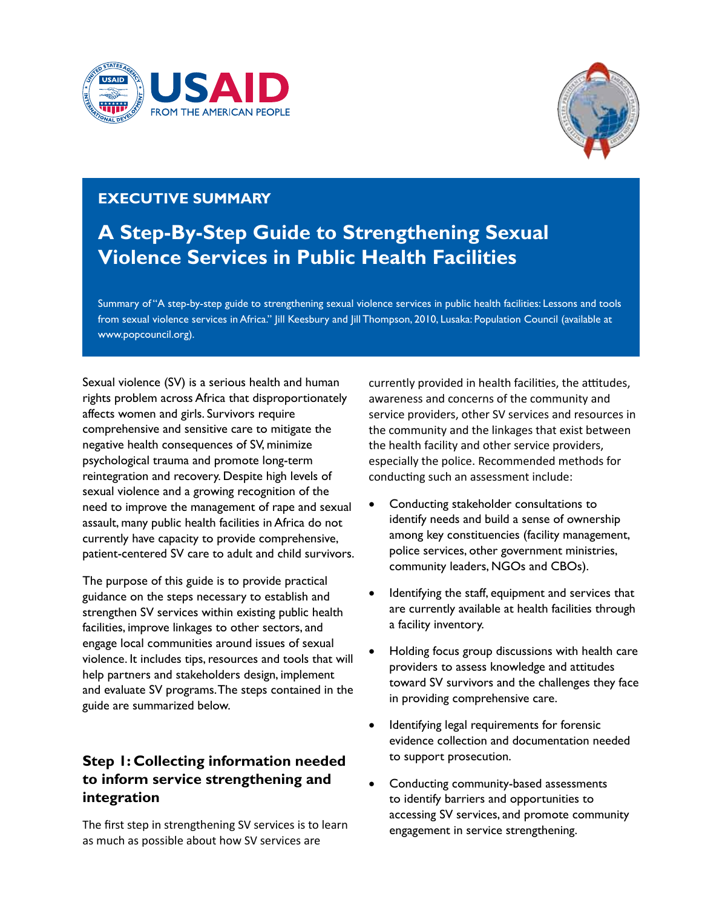USAID FROM THE AMERICAN PEOPLE

## EXECUTIVE SUMMARY

# A Step-By-Step Guide to Strengthening Sexual Violence Services in Public Health Facilities

Summary of "A step-by-step guide to strengthening sexual violence services in public health facilities: Lessons and tools from sexual violence services in Africa." Jill Keesbury and Jill Thompson, 2010, Lusaka: Population Council (available at www.popcouncil.org).

Sexual violence (SV) is a serious health and human rights problem across Africa that disproportionately affects women and girls. Survivors require comprehensive and sensitive care to mitigate the negative health consequences of SV, minimize psychological trauma and promote long-term reintegration and recovery. Despite high levels of sexual violence and a growing recognition of the need to improve the management of rape and sexual assault, many public health facilities in Africa do not currently have capacity to provide comprehensive, patient-centered SV care to adult and child survivors.

The purpose of this guide is to provide practical guidance on the steps necessary to establish and strengthen SV services within existing public health facilities, improve linkages to other sectors, and engage local communities around issues of sexual violence. It includes tips, resources and tools that will help partners and stakeholders design, implement and evaluate SV programs. The steps contained in the guide are summarized below.

### Step 1: Collecting information needed to inform service strengthening and integration

The first step in strengthening SV services is to learn as much as possible about how SV services are currently provided in health facilities, the attitudes, awareness and concerns of the community and service providers, other SV services and resources in the community and the linkages that exist between the health facility and other service providers, especially the police. Recommended methods for conducting such an assessment include:

- Conducting stakeholder consultations to identify needs and build a sense of ownership among key constituencies (facility management, police services, other government ministries, community leaders, NGOs and CBOs).
- Identifying the staff, equipment and services that are currently available at health facilities through a facility inventory.
- Holding focus group discussions with health care providers to assess knowledge and attitudes toward SV survivors and the challenges they face in providing comprehensive care.
- Identifying legal requirements for forensic evidence collection and documentation needed to support prosecution.
- Conducting community-based assessments to identify barriers and opportunities to accessing SV services, and promote community engagement in service strengthening.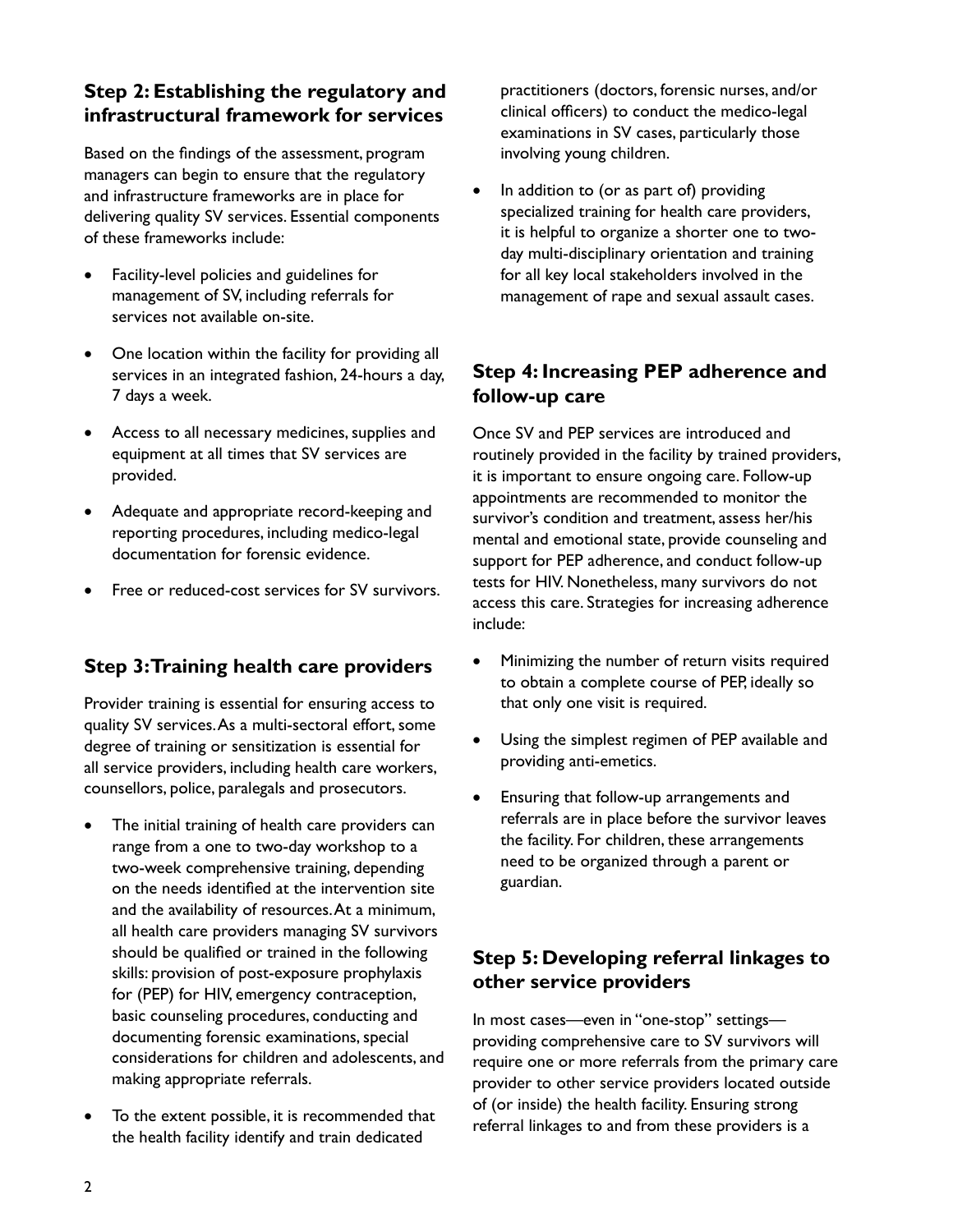### Step 2: Establishing the regulatory and infrastructural framework for services

Based on the findings of the assessment, program managers can begin to ensure that the regulatory and infrastructure frameworks are in place for delivering quality SV services. Essential components of these frameworks include:

- Facility-level policies and guidelines for management of SV, including referrals for services not available on-site.
- One location within the facility for providing all services in an integrated fashion, 24-hours a day, 7 days a week.
- Access to all necessary medicines, supplies and equipment at all times that SV services are provided.
- Adequate and appropriate record-keeping and reporting procedures, including medico-legal documentation for forensic evidence.
- Free or reduced-cost services for SV survivors.

### Step 3: Training health care providers

Provider training is essential for ensuring access to quality SV services. As a multi-sectoral effort, some degree of training or sensitization is essential for all service providers, including health care workers, counsellors, police, paralegals and prosecutors.

- The initial training of health care providers can range from a one to two-day workshop to a two-week comprehensive training, depending on the needs identified at the intervention site and the availability of resources. At a minimum, all health care providers managing SV survivors should be qualified or trained in the following skills: provision of post-exposure prophylaxis for (PEP) for HIV, emergency contraception, basic counseling procedures, conducting and documenting forensic examinations, special considerations for children and adolescents, and making appropriate referrals.
- To the extent possible, it is recommended that the health facility identify and train dedicated practitioners (doctors, forensic nurses, and/or clinical officers) to conduct the medico-legal examinations in SV cases, particularly those involving young children.
- In addition to (or as part of) providing specialized training for health care providers, it is helpful to organize a shorter one to two-day multi-disciplinary orientation and training for all key local stakeholders involved in the management of rape and sexual assault cases.

### Step 4: Increasing PEP adherence and follow-up care

Once SV and PEP services are introduced and routinely provided in the facility by trained providers, it is important to ensure ongoing care. Follow-up appointments are recommended to monitor the survivor's condition and treatment, assess her/his mental and emotional state, provide counseling and support for PEP adherence, and conduct follow-up tests for HIV. Nonetheless, many survivors do not access this care. Strategies for increasing adherence include:

- Minimizing the number of return visits required to obtain a complete course of PEP, ideally so that only one visit is required.
- Using the simplest regimen of PEP available and providing anti-emetics.
- Ensuring that follow-up arrangements and referrals are in place before the survivor leaves the facility. For children, these arrangements need to be organized through a parent or guardian.

### Step 5: Developing referral linkages to other service providers

In most cases—even in "one-stop" settings—providing comprehensive care to SV survivors will require one or more referrals from the primary care provider to other service providers located outside of (or inside) the health facility. Ensuring strong referral linkages to and from these providers is a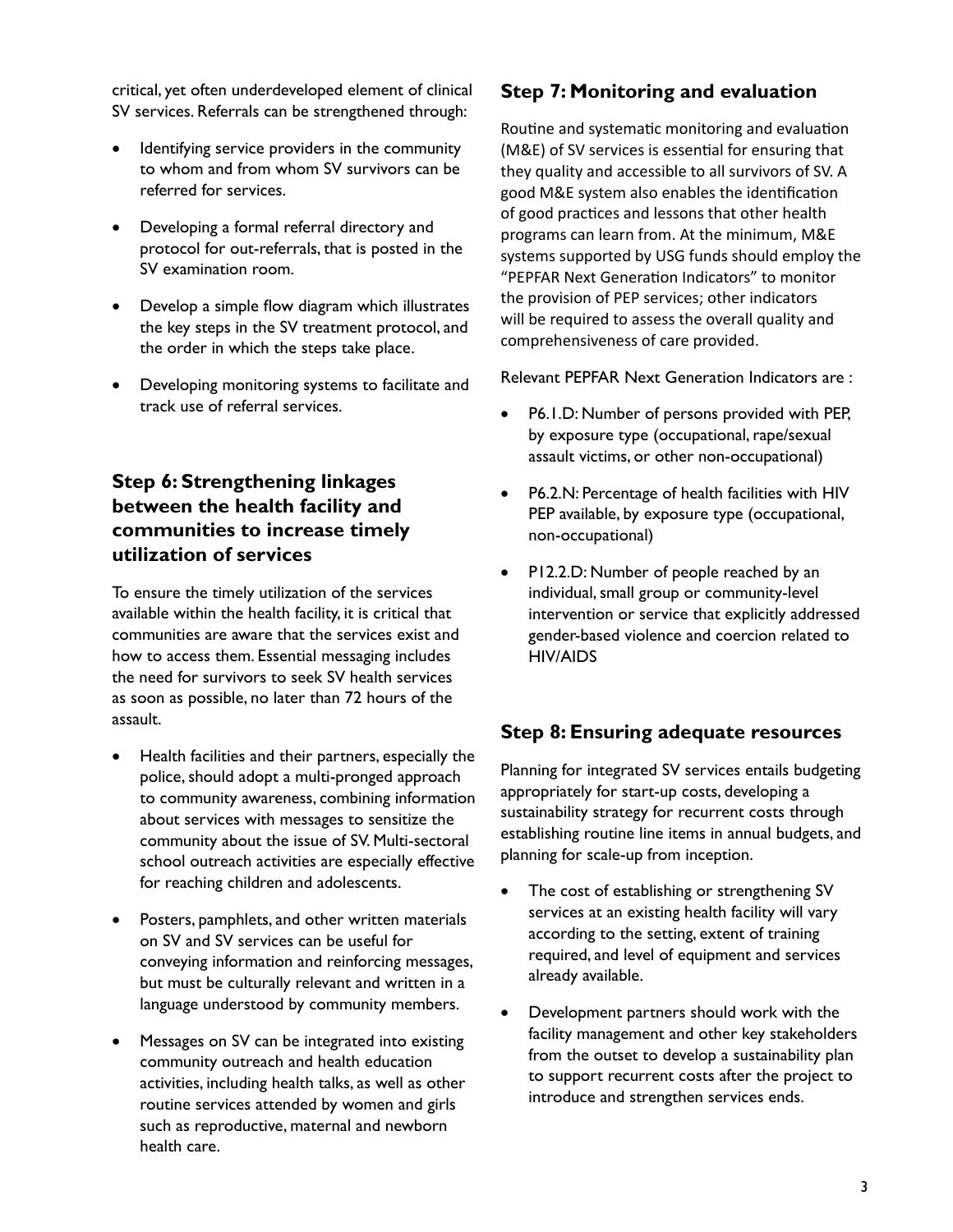critical, yet often underdeveloped element of clinical SV services. Referrals can be strengthened through:

- Identifying service providers in the community to whom and from whom SV survivors can be referred for services.
- Developing a formal referral directory and protocol for out-referrals, that is posted in the SV examination room.
- Develop a simple flow diagram which illustrates the key steps in the SV treatment protocol, and the order in which the steps take place.
- Developing monitoring systems to facilitate and track use of referral services.

## Step 6: Strengthening linkages between the health facility and communities to increase timely utilization of services

To ensure the timely utilization of the services available within the health facility, it is critical that communities are aware that the services exist and how to access them. Essential messaging includes the need for survivors to seek SV health services as soon as possible, no later than 72 hours of the assault.

- Health facilities and their partners, especially the police, should adopt a multi-pronged approach to community awareness, combining information about services with messages to sensitize the community about the issue of SV. Multi-sectoral school outreach activities are especially effective for reaching children and adolescents.
- Posters, pamphlets, and other written materials on SV and SV services can be useful for conveying information and reinforcing messages, but must be culturally relevant and written in a language understood by community members.
- Messages on SV can be integrated into existing community outreach and health education activities, including health talks, as well as other routine services attended by women and girls such as reproductive, maternal and newborn health care.

## Step 7: Monitoring and evaluation

Routine and systematic monitoring and evaluation (M&E) of SV services is essential for ensuring that they quality and accessible to all survivors of SV. A good M&E system also enables the identification of good practices and lessons that other health programs can learn from. At the minimum, M&E systems supported by USG funds should employ the "PEPFAR Next Generation Indicators" to monitor the provision of PEP services; other indicators will be required to assess the overall quality and comprehensiveness of care provided.

Relevant PEPFAR Next Generation Indicators are :

- P6.1.D: Number of persons provided with PEP, by exposure type (occupational, rape/sexual assault victims, or other non-occupational)
- P6.2.N: Percentage of health facilities with HIV PEP available, by exposure type (occupational, non-occupational)
- P12.2.D: Number of people reached by an individual, small group or community-level intervention or service that explicitly addressed gender-based violence and coercion related to HIV/AIDS

## Step 8: Ensuring adequate resources

Planning for integrated SV services entails budgeting appropriately for start-up costs, developing a sustainability strategy for recurrent costs through establishing routine line items in annual budgets, and planning for scale-up from inception.

- The cost of establishing or strengthening SV services at an existing health facility will vary according to the setting, extent of training required, and level of equipment and services already available.
- Development partners should work with the facility management and other key stakeholders from the outset to develop a sustainability plan to support recurrent costs after the project to introduce and strengthen services ends.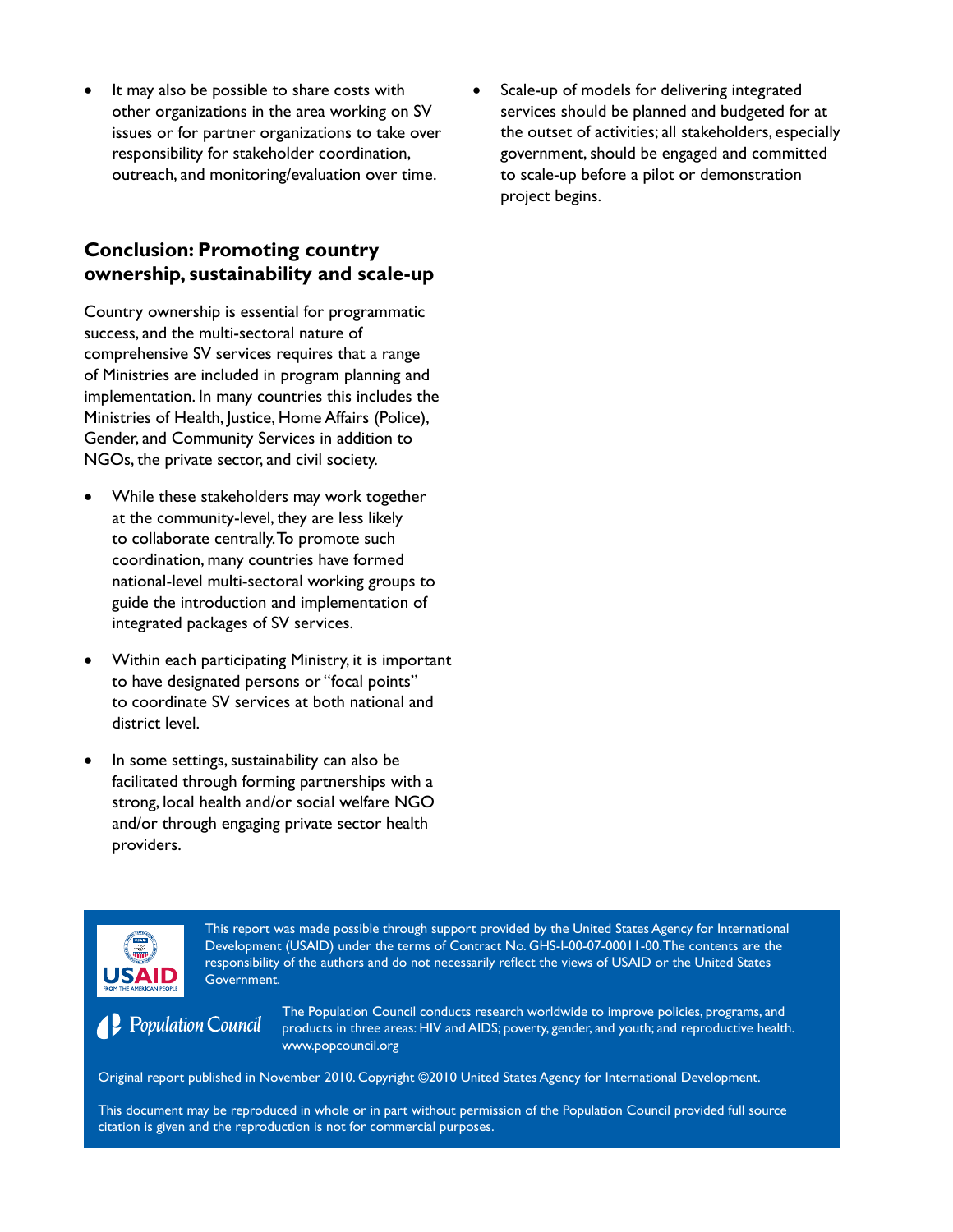- It may also be possible to share costs with other organizations in the area working on SV issues or for partner organizations to take over responsibility for stakeholder coordination, outreach, and monitoring/evaluation over time.

## Conclusion: Promoting country ownership, sustainability and scale-up

Country ownership is essential for programmatic success, and the multi-sectoral nature of comprehensive SV services requires that a range of Ministries are included in program planning and implementation. In many countries this includes the Ministries of Health, Justice, Home Affairs (Police), Gender, and Community Services in addition to NGOs, the private sector, and civil society.

- While these stakeholders may work together at the community-level, they are less likely to collaborate centrally. To promote such coordination, many countries have formed national-level multi-sectoral working groups to guide the introduction and implementation of integrated packages of SV services.
- Within each participating Ministry, it is important to have designated persons or "focal points" to coordinate SV services at both national and district level.
- In some settings, sustainability can also be facilitated through forming partnerships with a strong, local health and/or social welfare NGO and/or through engaging private sector health providers.
- Scale-up of models for delivering integrated services should be planned and budgeted for at the outset of activities; all stakeholders, especially government, should be engaged and committed to scale-up before a pilot or demonstration project begins.

This report was made possible through support provided by the United States Agency for International Development (USAID) under the terms of Contract No. GHS-I-00-07-00011-00. The contents are the responsibility of the authors and do not necessarily reflect the views of USAID or the United States Government.

The Population Council conducts research worldwide to improve policies, programs, and products in three areas: HIV and AIDS; poverty, gender, and youth; and reproductive health. www.popcouncil.org

Original report published in November 2010. Copyright ©2010 United States Agency for International Development.

This document may be reproduced in whole or in part without permission of the Population Council provided full source citation is given and the reproduction is not for commercial purposes.